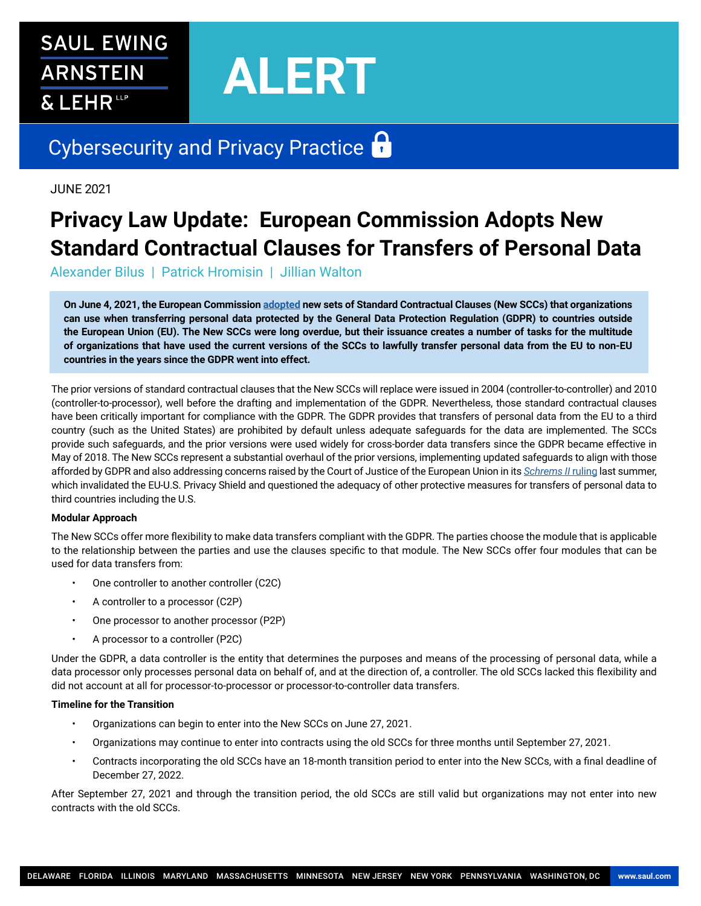SAUL EWING ARNSTEIN & LEHR LLP

# ALERT

## Cybersecurity and Privacy Practice

JUNE 2021

# Privacy Law Update: European Commission Adopts New Standard Contractual Clauses for Transfers of Personal Data

Alexander Bilus | Patrick Hromisin | Jillian Walton

**On June 4, 2021, the European Commission adopted new sets of Standard Contractual Clauses (New SCCs) that organizations can use when transferring personal data protected by the General Data Protection Regulation (GDPR) to countries outside the European Union (EU). The New SCCs were long overdue, but their issuance creates a number of tasks for the multitude of organizations that have used the current versions of the SCCs to lawfully transfer personal data from the EU to non-EU countries in the years since the GDPR went into effect.**

The prior versions of standard contractual clauses that the New SCCs will replace were issued in 2004 (controller-to-controller) and 2010 (controller-to-processor), well before the drafting and implementation of the GDPR. Nevertheless, those standard contractual clauses have been critically important for compliance with the GDPR. The GDPR provides that transfers of personal data from the EU to a third country (such as the United States) are prohibited by default unless adequate safeguards for the data are implemented. The SCCs provide such safeguards, and the prior versions were used widely for cross-border data transfers since the GDPR became effective in May of 2018. The New SCCs represent a substantial overhaul of the prior versions, implementing updated safeguards to align with those afforded by GDPR and also addressing concerns raised by the Court of Justice of the European Union in its *Schrems II* ruling last summer, which invalidated the EU-U.S. Privacy Shield and questioned the adequacy of other protective measures for transfers of personal data to third countries including the U.S.

**Modular Approach**

The New SCCs offer more flexibility to make data transfers compliant with the GDPR. The parties choose the module that is applicable to the relationship between the parties and use the clauses specific to that module. The New SCCs offer four modules that can be used for data transfers from:

- One controller to another controller (C2C)
- A controller to a processor (C2P)
- One processor to another processor (P2P)
- A processor to a controller (P2C)

Under the GDPR, a data controller is the entity that determines the purposes and means of the processing of personal data, while a data processor only processes personal data on behalf of, and at the direction of, a controller. The old SCCs lacked this flexibility and did not account at all for processor-to-processor or processor-to-controller data transfers.

**Timeline for the Transition**

- Organizations can begin to enter into the New SCCs on June 27, 2021.
- Organizations may continue to enter into contracts using the old SCCs for three months until September 27, 2021.
- Contracts incorporating the old SCCs have an 18-month transition period to enter into the New SCCs, with a final deadline of December 27, 2022.

After September 27, 2021 and through the transition period, the old SCCs are still valid but organizations may not enter into new contracts with the old SCCs.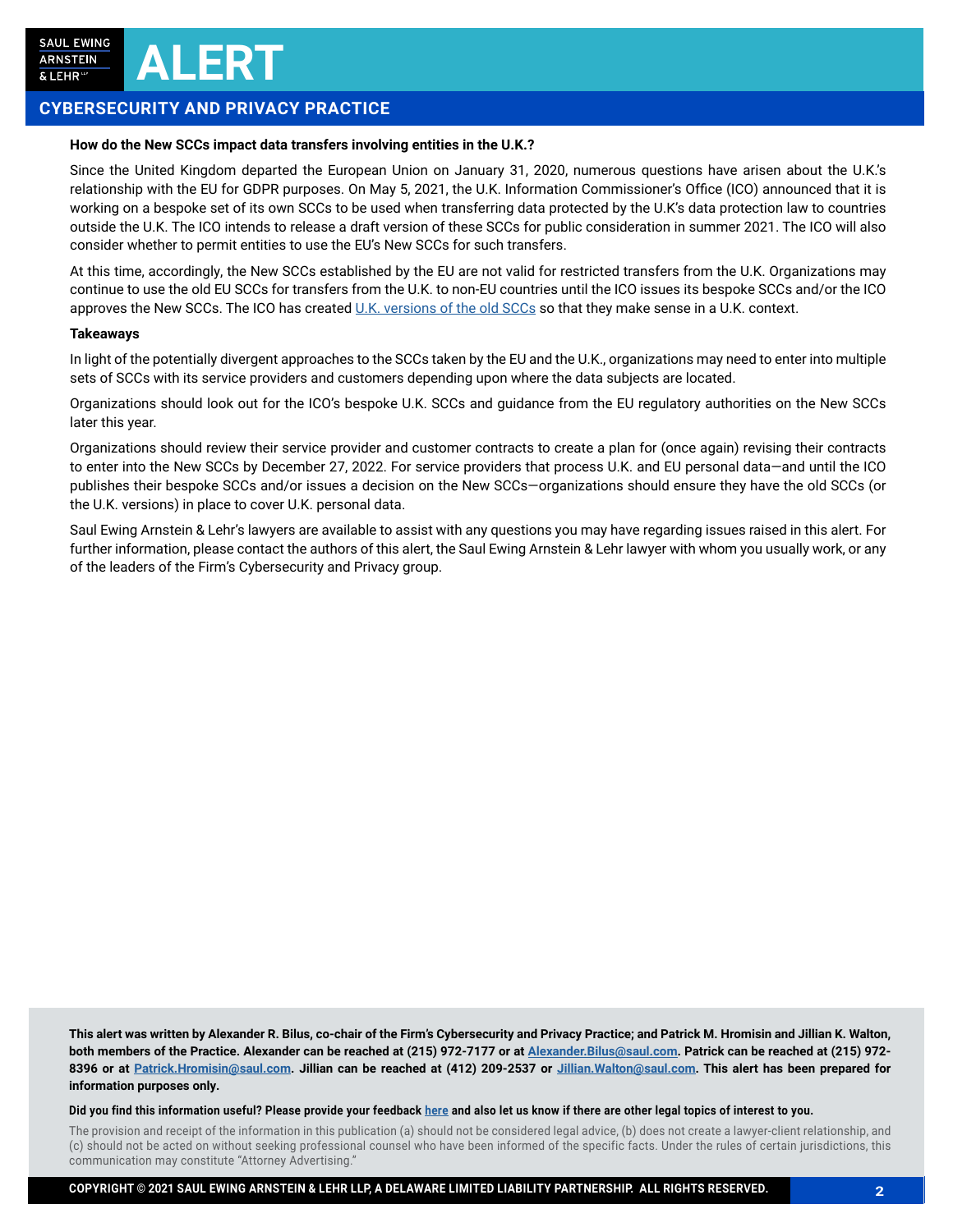**How do the New SCCs impact data transfers involving entities in the U.K.?**

Since the United Kingdom departed the European Union on January 31, 2020, numerous questions have arisen about the U.K.'s relationship with the EU for GDPR purposes. On May 5, 2021, the U.K. Information Commissioner's Office (ICO) announced that it is working on a bespoke set of its own SCCs to be used when transferring data protected by the U.K's data protection law to countries outside the U.K. The ICO intends to release a draft version of these SCCs for public consideration in summer 2021. The ICO will also consider whether to permit entities to use the EU's New SCCs for such transfers.

At this time, accordingly, the New SCCs established by the EU are not valid for restricted transfers from the U.K. Organizations may continue to use the old EU SCCs for transfers from the U.K. to non-EU countries until the ICO issues its bespoke SCCs and/or the ICO approves the New SCCs. The ICO has created U.K. versions of the old SCCs so that they make sense in a U.K. context.

**Takeaways**

In light of the potentially divergent approaches to the SCCs taken by the EU and the U.K., organizations may need to enter into multiple sets of SCCs with its service providers and customers depending upon where the data subjects are located.

Organizations should look out for the ICO's bespoke U.K. SCCs and guidance from the EU regulatory authorities on the New SCCs later this year.

Organizations should review their service provider and customer contracts to create a plan for (once again) revising their contracts to enter into the New SCCs by December 27, 2022. For service providers that process U.K. and EU personal data—and until the ICO publishes their bespoke SCCs and/or issues a decision on the New SCCs—organizations should ensure they have the old SCCs (or the U.K. versions) in place to cover U.K. personal data.

Saul Ewing Arnstein & Lehr's lawyers are available to assist with any questions you may have regarding issues raised in this alert. For further information, please contact the authors of this alert, the Saul Ewing Arnstein & Lehr lawyer with whom you usually work, or any of the leaders of the Firm's Cybersecurity and Privacy group.

**This alert was written by Alexander R. Bilus, co-chair of the Firm's Cybersecurity and Privacy Practice; and Patrick M. Hromisin and Jillian K. Walton, both members of the Practice. Alexander can be reached at (215) 972-7177 or at Alexander.Bilus@saul.com. Patrick can be reached at (215) 972-8396 or at Patrick.Hromisin@saul.com. Jillian can be reached at (412) 209-2537 or Jillian.Walton@saul.com. This alert has been prepared for information purposes only.**

**Did you find this information useful? Please provide your feedback here and also let us know if there are other legal topics of interest to you.**

The provision and receipt of the information in this publication (a) should not be considered legal advice, (b) does not create a lawyer-client relationship, and (c) should not be acted on without seeking professional counsel who have been informed of the specific facts. Under the rules of certain jurisdictions, this communication may constitute "Attorney Advertising."

COPYRIGHT © 2021 SAUL EWING ARNSTEIN & LEHR LLP, A DELAWARE LIMITED LIABILITY PARTNERSHIP. ALL RIGHTS RESERVED.